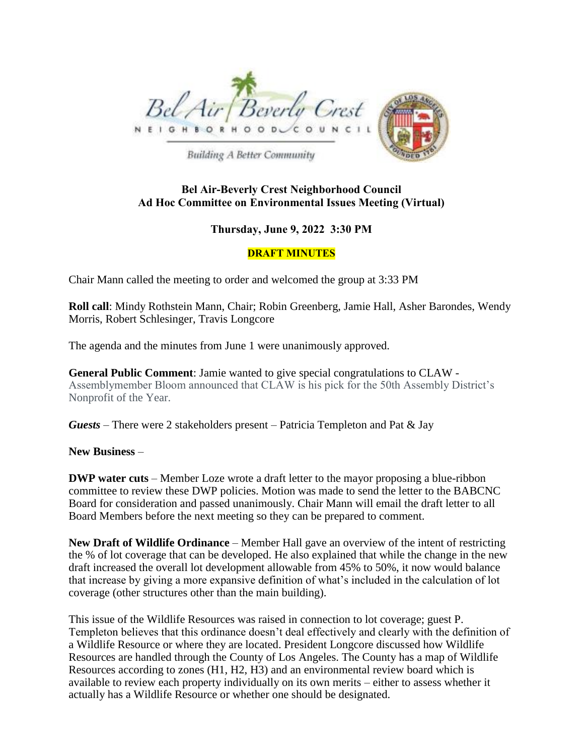Bel Air / Beverly Crest
NEIGHBORHOOD COUNCIL
Building A Better Community

**Bel Air-Beverly Crest Neighborhood Council**
**Ad Hoc Committee on Environmental Issues Meeting (Virtual)**

**Thursday, June 9, 2022 3:30 PM**

**DRAFT MINUTES**

Chair Mann called the meeting to order and welcomed the group at 3:33 PM

**Roll call**: Mindy Rothstein Mann, Chair; Robin Greenberg, Jamie Hall, Asher Barondes, Wendy Morris, Robert Schlesinger, Travis Longcore

The agenda and the minutes from June 1 were unanimously approved.

**General Public Comment**: Jamie wanted to give special congratulations to CLAW - Assemblymember Bloom announced that CLAW is his pick for the 50th Assembly District's Nonprofit of the Year.

***Guests*** – There were 2 stakeholders present – Patricia Templeton and Pat & Jay

**New Business** –

**DWP water cuts** – Member Loze wrote a draft letter to the mayor proposing a blue-ribbon committee to review these DWP policies. Motion was made to send the letter to the BABCNC Board for consideration and passed unanimously. Chair Mann will email the draft letter to all Board Members before the next meeting so they can be prepared to comment.

**New Draft of Wildlife Ordinance** – Member Hall gave an overview of the intent of restricting the % of lot coverage that can be developed. He also explained that while the change in the new draft increased the overall lot development allowable from 45% to 50%, it now would balance that increase by giving a more expansive definition of what's included in the calculation of lot coverage (other structures other than the main building).

This issue of the Wildlife Resources was raised in connection to lot coverage; guest P. Templeton believes that this ordinance doesn't deal effectively and clearly with the definition of a Wildlife Resource or where they are located. President Longcore discussed how Wildlife Resources are handled through the County of Los Angeles. The County has a map of Wildlife Resources according to zones (H1, H2, H3) and an environmental review board which is available to review each property individually on its own merits – either to assess whether it actually has a Wildlife Resource or whether one should be designated.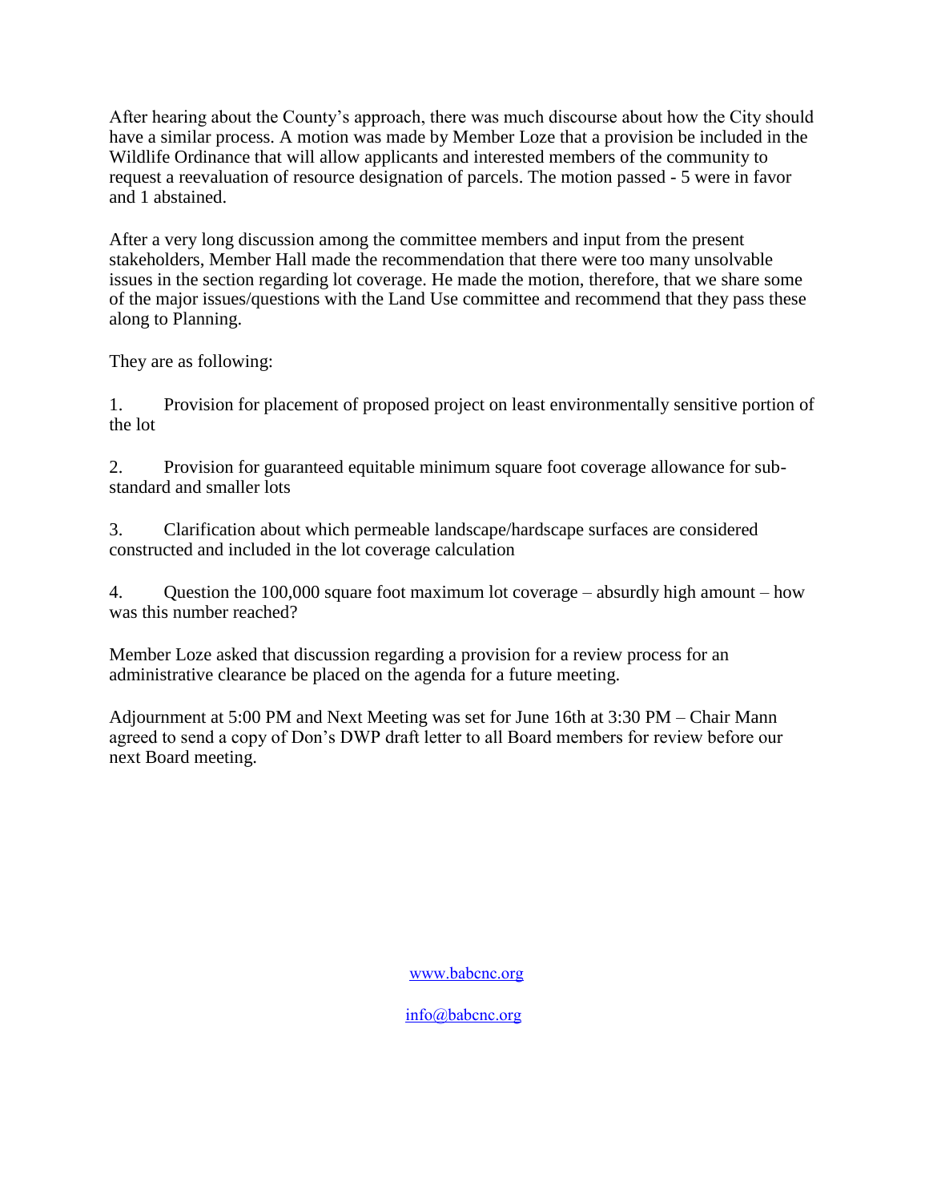After hearing about the County's approach, there was much discourse about how the City should have a similar process. A motion was made by Member Loze that a provision be included in the Wildlife Ordinance that will allow applicants and interested members of the community to request a reevaluation of resource designation of parcels. The motion passed - 5 were in favor and 1 abstained.

After a very long discussion among the committee members and input from the present stakeholders, Member Hall made the recommendation that there were too many unsolvable issues in the section regarding lot coverage. He made the motion, therefore, that we share some of the major issues/questions with the Land Use committee and recommend that they pass these along to Planning.

They are as following:

1. Provision for placement of proposed project on least environmentally sensitive portion of the lot

2. Provision for guaranteed equitable minimum square foot coverage allowance for sub-standard and smaller lots

3. Clarification about which permeable landscape/hardscape surfaces are considered constructed and included in the lot coverage calculation

4. Question the 100,000 square foot maximum lot coverage – absurdly high amount – how was this number reached?

Member Loze asked that discussion regarding a provision for a review process for an administrative clearance be placed on the agenda for a future meeting.

Adjournment at 5:00 PM and Next Meeting was set for June 16th at 3:30 PM – Chair Mann agreed to send a copy of Don's DWP draft letter to all Board members for review before our next Board meeting.

www.babcnc.org

info@babcnc.org